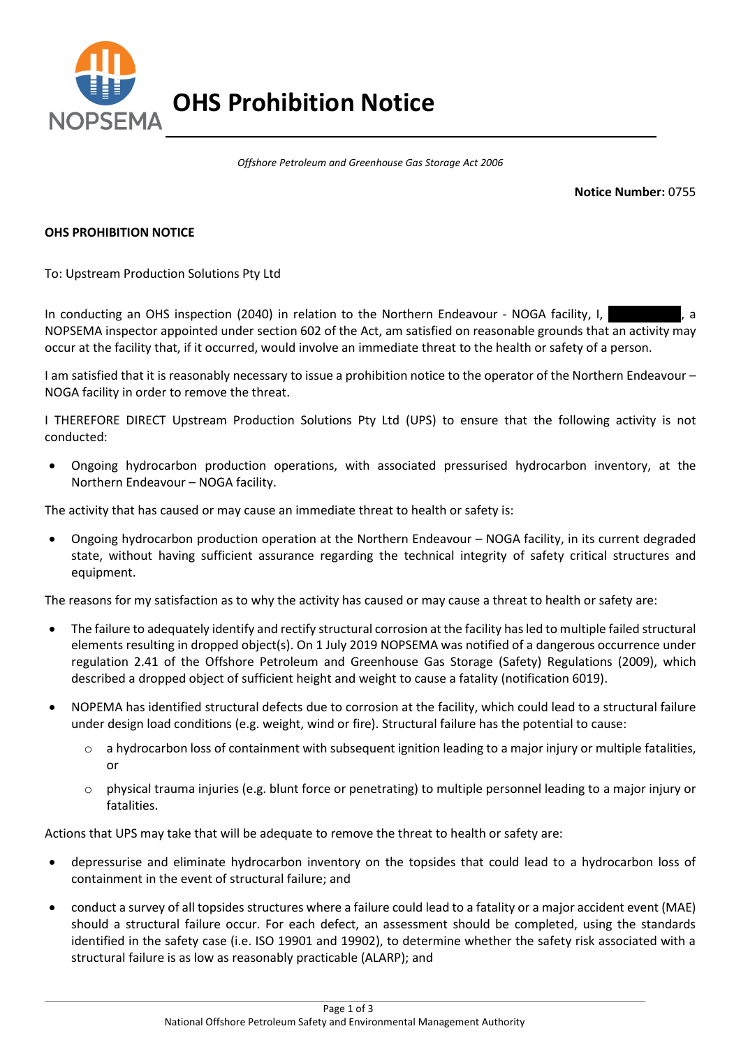# OHS Prohibition Notice

*Offshore Petroleum and Greenhouse Gas Storage Act 2006*

**Notice Number:** 0755

**OHS PROHIBITION NOTICE**

To: Upstream Production Solutions Pty Ltd

In conducting an OHS inspection (2040) in relation to the Northern Endeavour - NOGA facility, I, ██████████, a NOPSEMA inspector appointed under section 602 of the Act, am satisfied on reasonable grounds that an activity may occur at the facility that, if it occurred, would involve an immediate threat to the health or safety of a person.

I am satisfied that it is reasonably necessary to issue a prohibition notice to the operator of the Northern Endeavour – NOGA facility in order to remove the threat.

I THEREFORE DIRECT Upstream Production Solutions Pty Ltd (UPS) to ensure that the following activity is not conducted:

- Ongoing hydrocarbon production operations, with associated pressurised hydrocarbon inventory, at the Northern Endeavour – NOGA facility.

The activity that has caused or may cause an immediate threat to health or safety is:

- Ongoing hydrocarbon production operation at the Northern Endeavour – NOGA facility, in its current degraded state, without having sufficient assurance regarding the technical integrity of safety critical structures and equipment.

The reasons for my satisfaction as to why the activity has caused or may cause a threat to health or safety are:

- The failure to adequately identify and rectify structural corrosion at the facility has led to multiple failed structural elements resulting in dropped object(s). On 1 July 2019 NOPSEMA was notified of a dangerous occurrence under regulation 2.41 of the Offshore Petroleum and Greenhouse Gas Storage (Safety) Regulations (2009), which described a dropped object of sufficient height and weight to cause a fatality (notification 6019).
- NOPEMA has identified structural defects due to corrosion at the facility, which could lead to a structural failure under design load conditions (e.g. weight, wind or fire). Structural failure has the potential to cause:
  - a hydrocarbon loss of containment with subsequent ignition leading to a major injury or multiple fatalities, or
  - physical trauma injuries (e.g. blunt force or penetrating) to multiple personnel leading to a major injury or fatalities.

Actions that UPS may take that will be adequate to remove the threat to health or safety are:

- depressurise and eliminate hydrocarbon inventory on the topsides that could lead to a hydrocarbon loss of containment in the event of structural failure; and
- conduct a survey of all topsides structures where a failure could lead to a fatality or a major accident event (MAE) should a structural failure occur. For each defect, an assessment should be completed, using the standards identified in the safety case (i.e. ISO 19901 and 19902), to determine whether the safety risk associated with a structural failure is as low as reasonably practicable (ALARP); and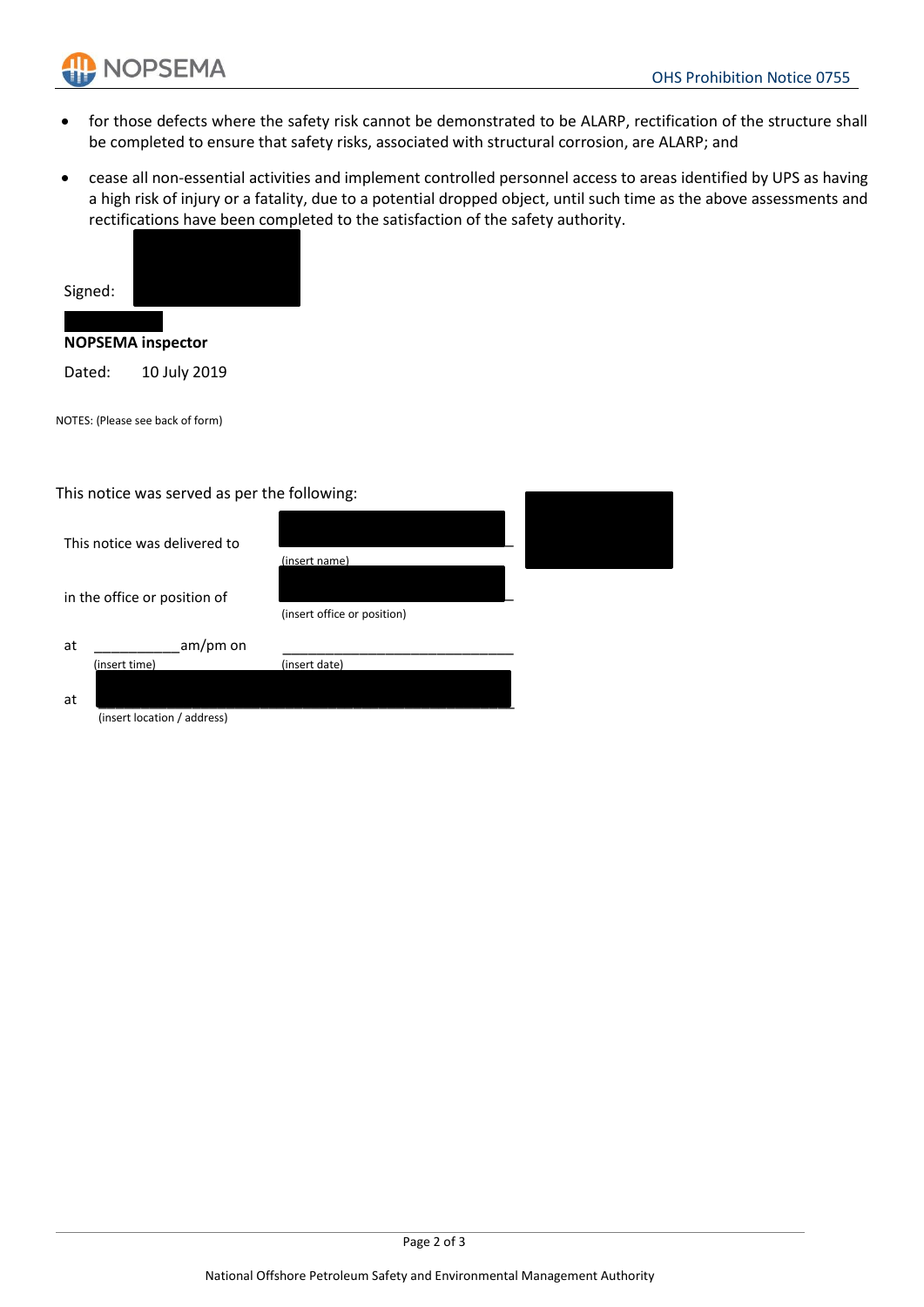- for those defects where the safety risk cannot be demonstrated to be ALARP, rectification of the structure shall be completed to ensure that safety risks, associated with structural corrosion, are ALARP; and
- cease all non-essential activities and implement controlled personnel access to areas identified by UPS as having a high risk of injury or a fatality, due to a potential dropped object, until such time as the above assessments and rectifications have been completed to the satisfaction of the safety authority.

Signed:

**NOPSEMA inspector**

Dated: 10 July 2019

NOTES: (Please see back of form)

This notice was served as per the following:

This notice was delivered to ______________________
(insert name)

in the office or position of ______________________
(insert office or position)

at ___________am/pm on ______________________________
(insert time) (insert date)

at ______________________________________________
(insert location / address)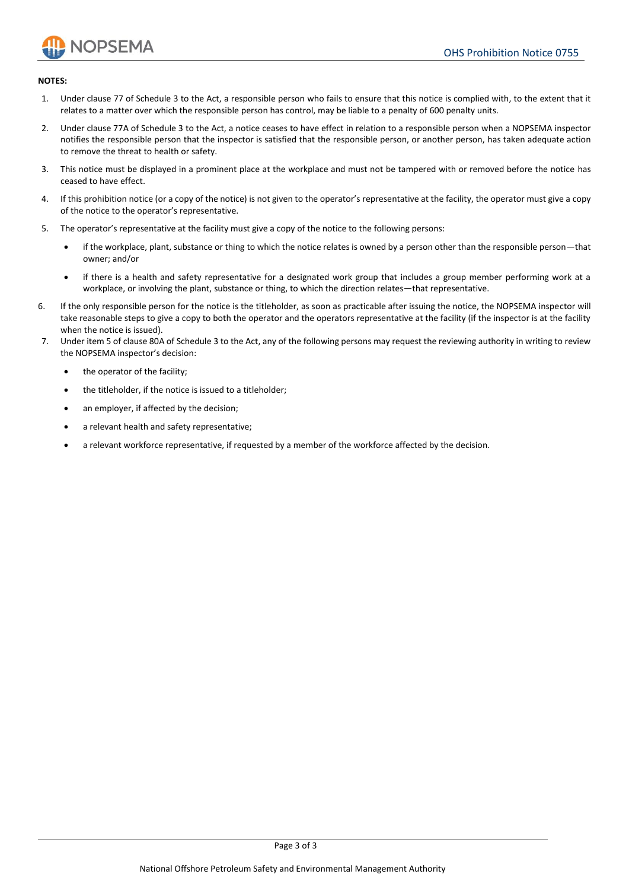**NOTES:**

1. Under clause 77 of Schedule 3 to the Act, a responsible person who fails to ensure that this notice is complied with, to the extent that it relates to a matter over which the responsible person has control, may be liable to a penalty of 600 penalty units.
2. Under clause 77A of Schedule 3 to the Act, a notice ceases to have effect in relation to a responsible person when a NOPSEMA inspector notifies the responsible person that the inspector is satisfied that the responsible person, or another person, has taken adequate action to remove the threat to health or safety.
3. This notice must be displayed in a prominent place at the workplace and must not be tampered with or removed before the notice has ceased to have effect.
4. If this prohibition notice (or a copy of the notice) is not given to the operator's representative at the facility, the operator must give a copy of the notice to the operator's representative.
5. The operator's representative at the facility must give a copy of the notice to the following persons:
   - if the workplace, plant, substance or thing to which the notice relates is owned by a person other than the responsible person—that owner; and/or
   - if there is a health and safety representative for a designated work group that includes a group member performing work at a workplace, or involving the plant, substance or thing, to which the direction relates—that representative.
6. If the only responsible person for the notice is the titleholder, as soon as practicable after issuing the notice, the NOPSEMA inspector will take reasonable steps to give a copy to both the operator and the operators representative at the facility (if the inspector is at the facility when the notice is issued).
7. Under item 5 of clause 80A of Schedule 3 to the Act, any of the following persons may request the reviewing authority in writing to review the NOPSEMA inspector's decision:
   - the operator of the facility;
   - the titleholder, if the notice is issued to a titleholder;
   - an employer, if affected by the decision;
   - a relevant health and safety representative;
   - a relevant workforce representative, if requested by a member of the workforce affected by the decision.